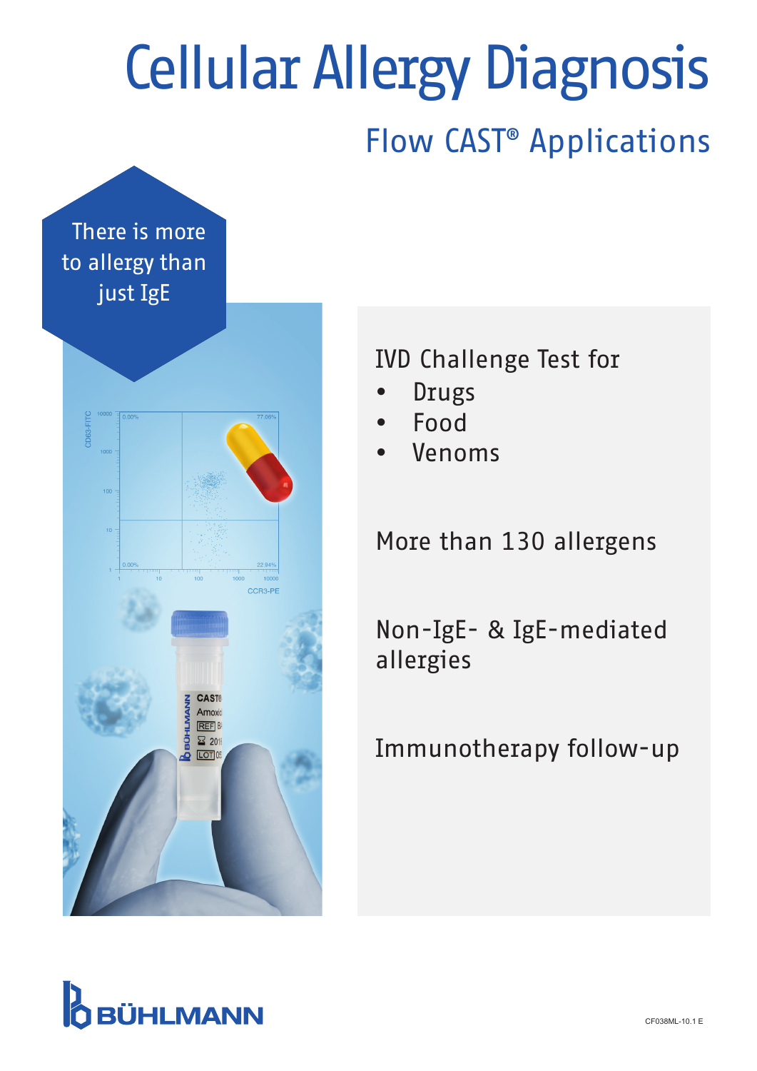# Cellular Allergy Diagnosis

## Flow CAST® Applications

There is more to allergy than just IgE

IVD Challenge Test for

- Drugs
- Food
- Venoms

More than 130 allergens

Non-IgE- & IgE-mediated allergies

Immunotherapy follow-up

BÜHLMANN

CF038ML-10.1 E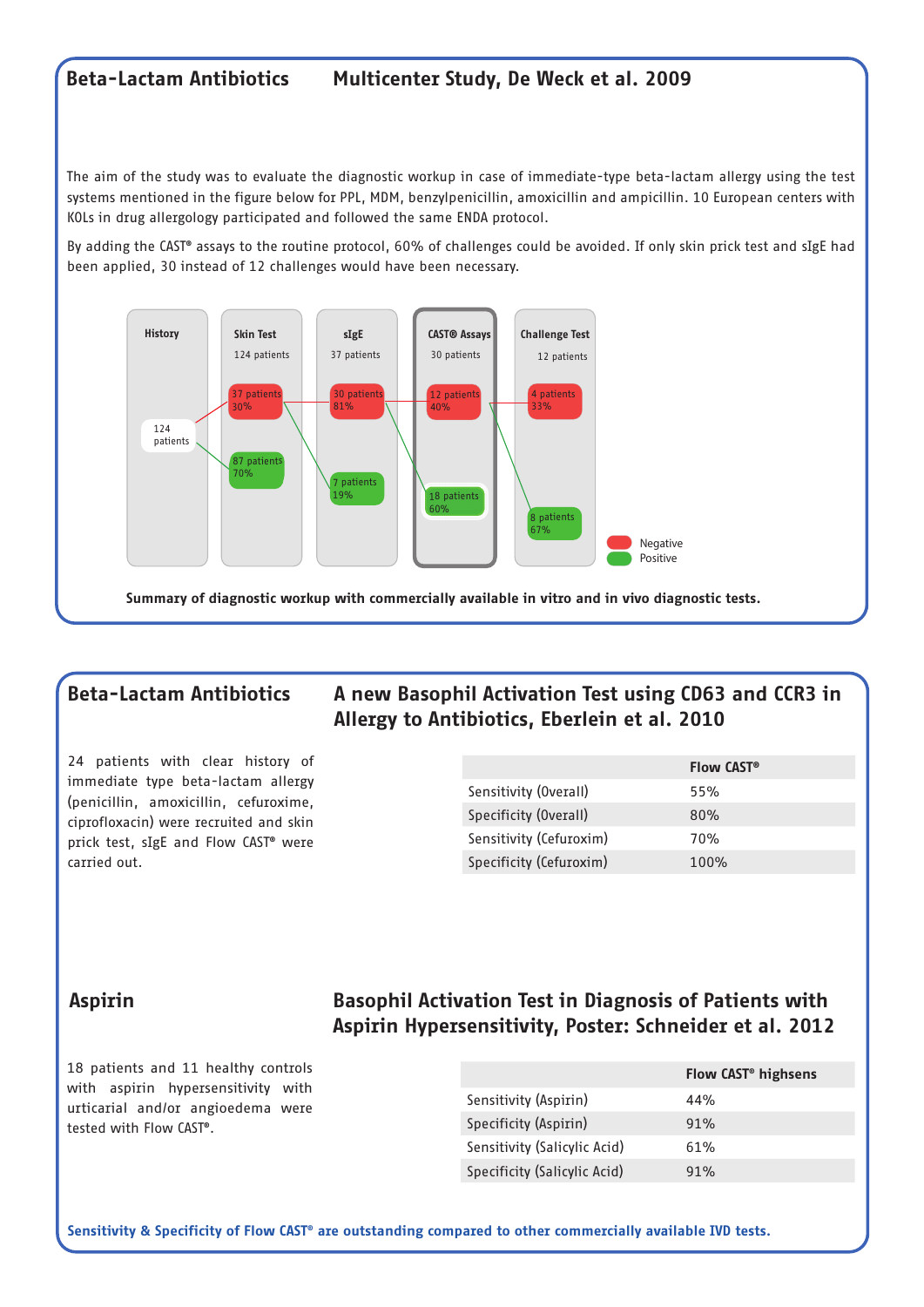## Beta-Lactam Antibiotics — Multicenter Study, De Weck et al. 2009

The aim of the study was to evaluate the diagnostic workup in case of immediate-type beta-lactam allergy using the test systems mentioned in the figure below for PPL, MDM, benzylpenicillin, amoxicillin and ampicillin. 10 European centers with KOLs in drug allergology participated and followed the same ENDA protocol.

By adding the CAST® assays to the routine protocol, 60% of challenges could be avoided. If only skin prick test and sIgE had been applied, 30 instead of 12 challenges would have been necessary.

| History | Skin Test (124 patients) | sIgE (37 patients) | CAST® Assays (30 patients) | Challenge Test (12 patients) |
|---|---|---|---|---|
| 124 patients | Negative: 37 patients, 30% | Negative: 30 patients, 81% | Negative: 12 patients, 40% | Negative: 4 patients, 33% |
| | Positive: 87 patients, 70% | Positive: 7 patients, 19% | Positive: 18 patients, 60% | Positive: 8 patients, 67% |

Negative / Positive

**Summary of diagnostic workup with commercially available in vitro and in vivo diagnostic tests.**

## Beta-Lactam Antibiotics — A new Basophil Activation Test using CD63 and CCR3 in Allergy to Antibiotics, Eberlein et al. 2010

24 patients with clear history of immediate type beta-lactam allergy (penicillin, amoxicillin, cefuroxime, ciprofloxacin) were recruited and skin prick test, sIgE and Flow CAST® were carried out.

| | Flow CAST® |
|---|---|
| Sensitivity (Overall) | 55% |
| Specificity (Overall) | 80% |
| Sensitivity (Cefuroxim) | 70% |
| Specificity (Cefuroxim) | 100% |

## Aspirin — Basophil Activation Test in Diagnosis of Patients with Aspirin Hypersensitivity, Poster: Schneider et al. 2012

18 patients and 11 healthy controls with aspirin hypersensitivity with urticarial and/or angioedema were tested with Flow CAST®.

| | Flow CAST® highsens |
|---|---|
| Sensitivity (Aspirin) | 44% |
| Specificity (Aspirin) | 91% |
| Sensitivity (Salicylic Acid) | 61% |
| Specificity (Salicylic Acid) | 91% |

**Sensitivity & Specificity of Flow CAST® are outstanding compared to other commercially available IVD tests.**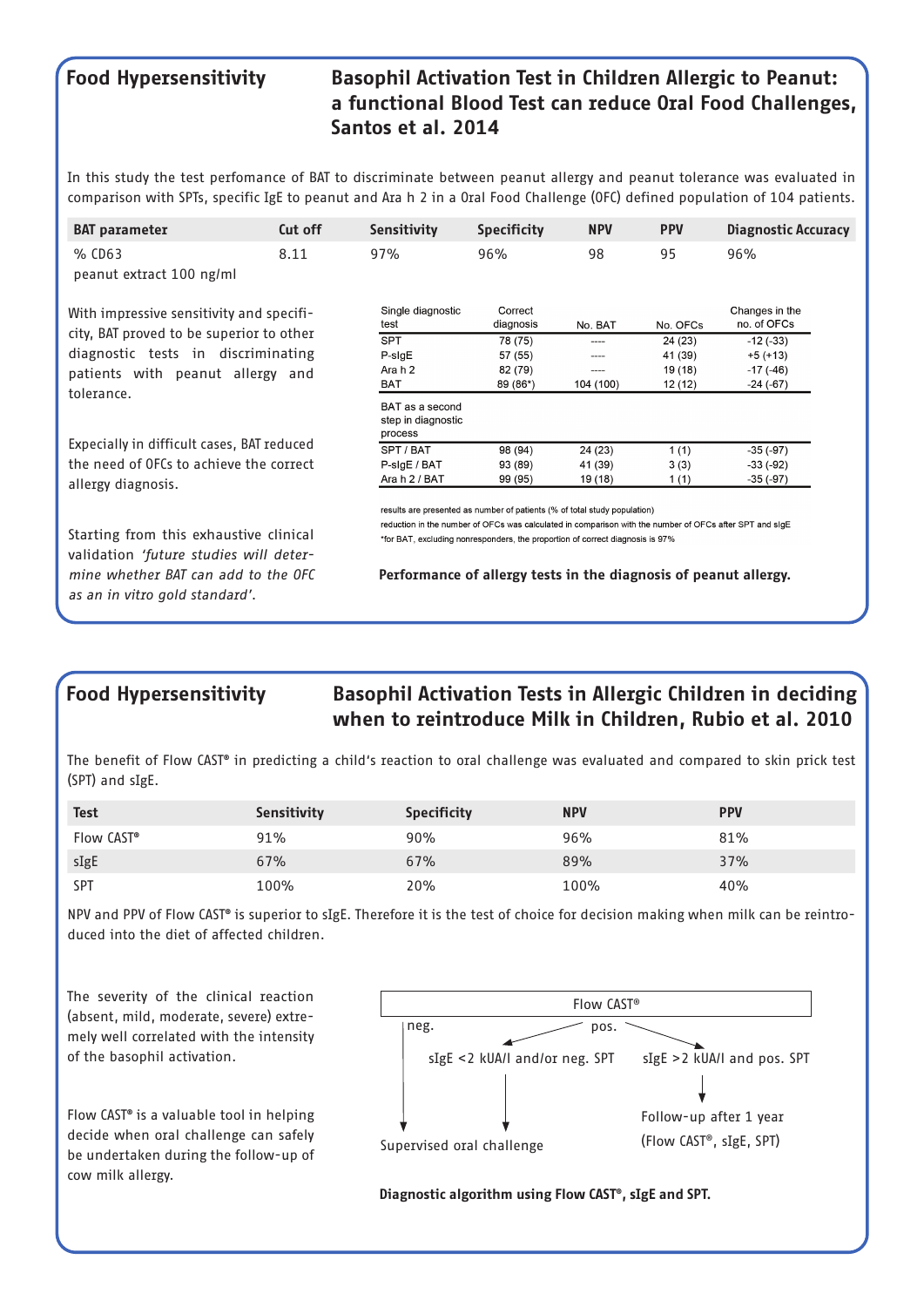## Food Hypersensitivity

### Basophil Activation Test in Children Allergic to Peanut: a functional Blood Test can reduce Oral Food Challenges, Santos et al. 2014

In this study the test perfomance of BAT to discriminate between peanut allergy and peanut tolerance was evaluated in comparison with SPTs, specific IgE to peanut and Ara h 2 in a Oral Food Challenge (OFC) defined population of 104 patients.

| BAT parameter | Cut off | Sensitivity | Specificity | NPV | PPV | Diagnostic Accuracy |
|---|---|---|---|---|---|---|
| % CD63 peanut extract 100 ng/ml | 8.11 | 97% | 96% | 98 | 95 | 96% |

With impressive sensitivity and specificity, BAT proved to be superior to other diagnostic tests in discriminating patients with peanut allergy and tolerance.

Expecially in difficult cases, BAT reduced the need of OFCs to achieve the correct allergy diagnosis.

Starting from this exhaustive clinical validation *'future studies will determine whether BAT can add to the OFC as an in vitro gold standard'.*

| Single diagnostic test | Correct diagnosis | No. BAT | No. OFCs | Changes in the no. of OFCs |
|---|---|---|---|---|
| SPT | 78 (75) | ---- | 24 (23) | -12 (-33) |
| P-sIgE | 57 (55) | ---- | 41 (39) | +5 (+13) |
| Ara h 2 | 82 (79) | ---- | 19 (18) | -17 (-46) |
| BAT | 89 (86*) | 104 (100) | 12 (12) | -24 (-67) |
| **BAT as a second step in diagnostic process** | | | | |
| SPT / BAT | 98 (94) | 24 (23) | 1 (1) | -35 (-97) |
| P-sIgE / BAT | 93 (89) | 41 (39) | 3 (3) | -33 (-92) |
| Ara h 2 / BAT | 99 (95) | 19 (18) | 1 (1) | -35 (-97) |

results are presented as number of patients (% of total study population)
reduction in the number of OFCs was calculated in comparison with the number of OFCs after SPT and sIgE
*for BAT, excluding nonresponders, the proportion of correct diagnosis is 97%

**Performance of allergy tests in the diagnosis of peanut allergy.**

## Food Hypersensitivity

### Basophil Activation Tests in Allergic Children in deciding when to reintroduce Milk in Children, Rubio et al. 2010

The benefit of Flow CAST® in predicting a child's reaction to oral challenge was evaluated and compared to skin prick test (SPT) and sIgE.

| Test | Sensitivity | Specificity | NPV | PPV |
|---|---|---|---|---|
| Flow CAST® | 91% | 90% | 96% | 81% |
| sIgE | 67% | 67% | 89% | 37% |
| SPT | 100% | 20% | 100% | 40% |

NPV and PPV of Flow CAST® is superior to sIgE. Therefore it is the test of choice for decision making when milk can be reintroduced into the diet of affected children.

The severity of the clinical reaction (absent, mild, moderate, severe) extremely well correlated with the intensity of the basophil activation.

Flow CAST® is a valuable tool in helping decide when oral challenge can safely be undertaken during the follow-up of cow milk allergy.

Flow CAST®
- neg. → Supervised oral challenge
- pos.
  - sIgE <2 kUA/l and/or neg. SPT → Supervised oral challenge
  - sIgE >2 kUA/l and pos. SPT → Follow-up after 1 year (Flow CAST®, sIgE, SPT)

**Diagnostic algorithm using Flow CAST®, sIgE and SPT.**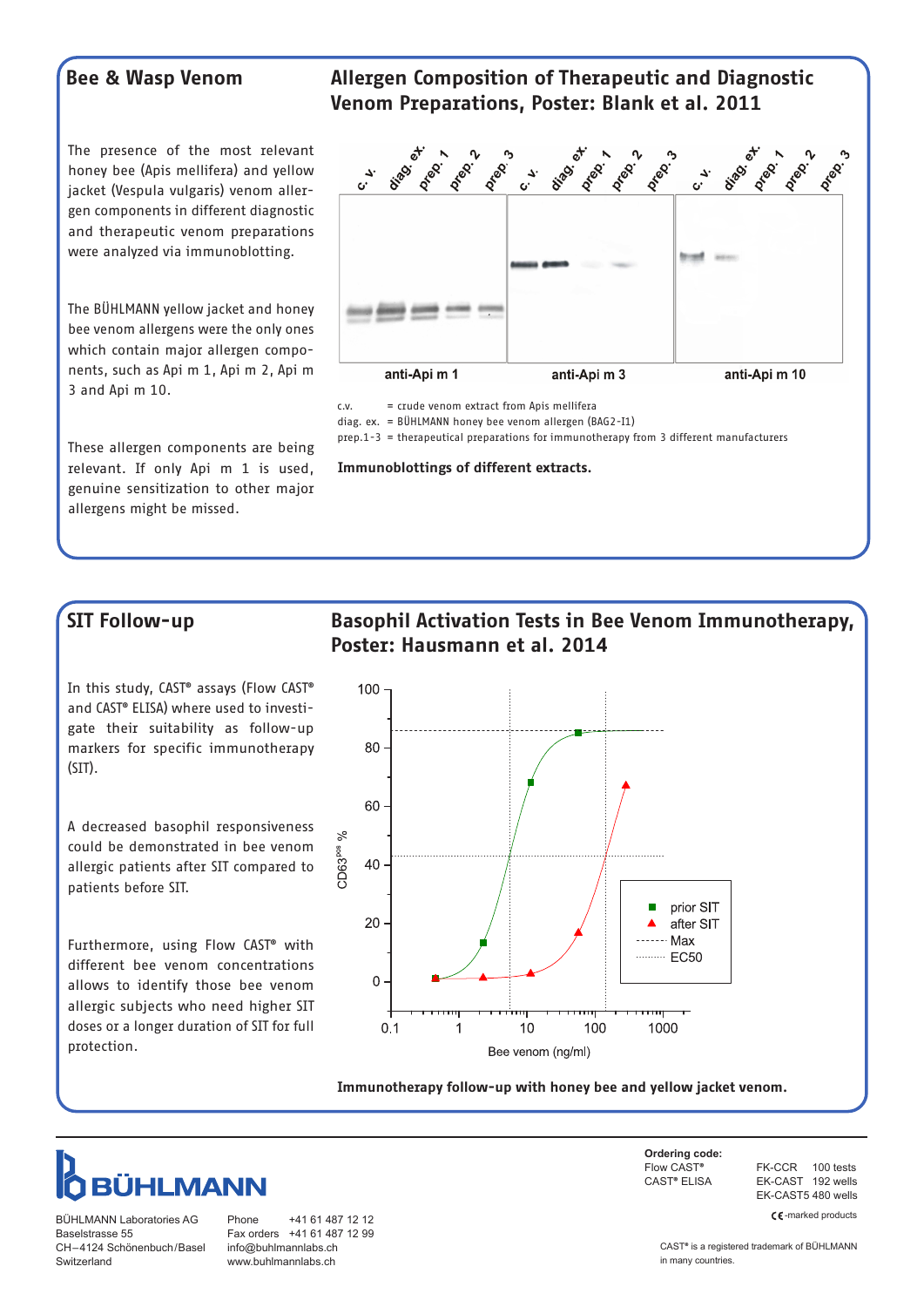## Bee & Wasp Venom

The presence of the most relevant honey bee (Apis mellifera) and yellow jacket (Vespula vulgaris) venom allergen components in different diagnostic and therapeutic venom preparations were analyzed via immunoblotting.

The BÜHLMANN yellow jacket and honey bee venom allergens were the only ones which contain major allergen components, such as Api m 1, Api m 2, Api m 3 and Api m 10.

These allergen components are being relevant. If only Api m 1 is used, genuine sensitization to other major allergens might be missed.

## Allergen Composition of Therapeutic and Diagnostic Venom Preparations, Poster: Blank et al. 2011

c. v. diag. ex. prep. 1 prep. 2 prep. 3 c. v. diag. ex. prep. 1 prep. 2 prep. 3 c. v. diag. ex. prep. 1 prep. 2 prep. 3

anti-Api m 1 anti-Api m 3 anti-Api m 10

c.v. = crude venom extract from Apis mellifera
diag. ex. = BÜHLMANN honey bee venom allergen (BAG2-I1)
prep.1-3 = therapeutical preparations for immunotherapy from 3 different manufacturers

**Immunoblottings of different extracts.**

## SIT Follow-up

In this study, CAST® assays (Flow CAST® and CAST® ELISA) where used to investigate their suitability as follow-up markers for specific immunotherapy (SIT).

A decreased basophil responsiveness could be demonstrated in bee venom allergic patients after SIT compared to patients before SIT.

Furthermore, using Flow CAST® with different bee venom concentrations allows to identify those bee venom allergic subjects who need higher SIT doses or a longer duration of SIT for full protection.

## Basophil Activation Tests in Bee Venom Immunotherapy, Poster: Hausmann et al. 2014

CD63$^{pos}$ %
100
80
60
40
20
0
0.1 1 10 100 1000
Bee venom (ng/ml)

prior SIT
after SIT
Max
EC50

**Immunotherapy follow-up with honey bee and yellow jacket venom.**

---

BÜHLMANN

BÜHLMANN Laboratories AG
Baselstrasse 55
CH–4124 Schönenbuch/Basel
Switzerland

Phone +41 61 487 12 12
Fax orders +41 61 487 12 99
info@buhlmannlabs.ch
www.buhlmannlabs.ch

**Ordering code:**

| | | |
|---|---|---|
| Flow CAST® | FK-CCR | 100 tests |
| CAST® ELISA | EK-CAST | 192 wells |
| | EK-CAST5 | 480 wells |

CE-marked products

CAST® is a registered trademark of BÜHLMANN in many countries.